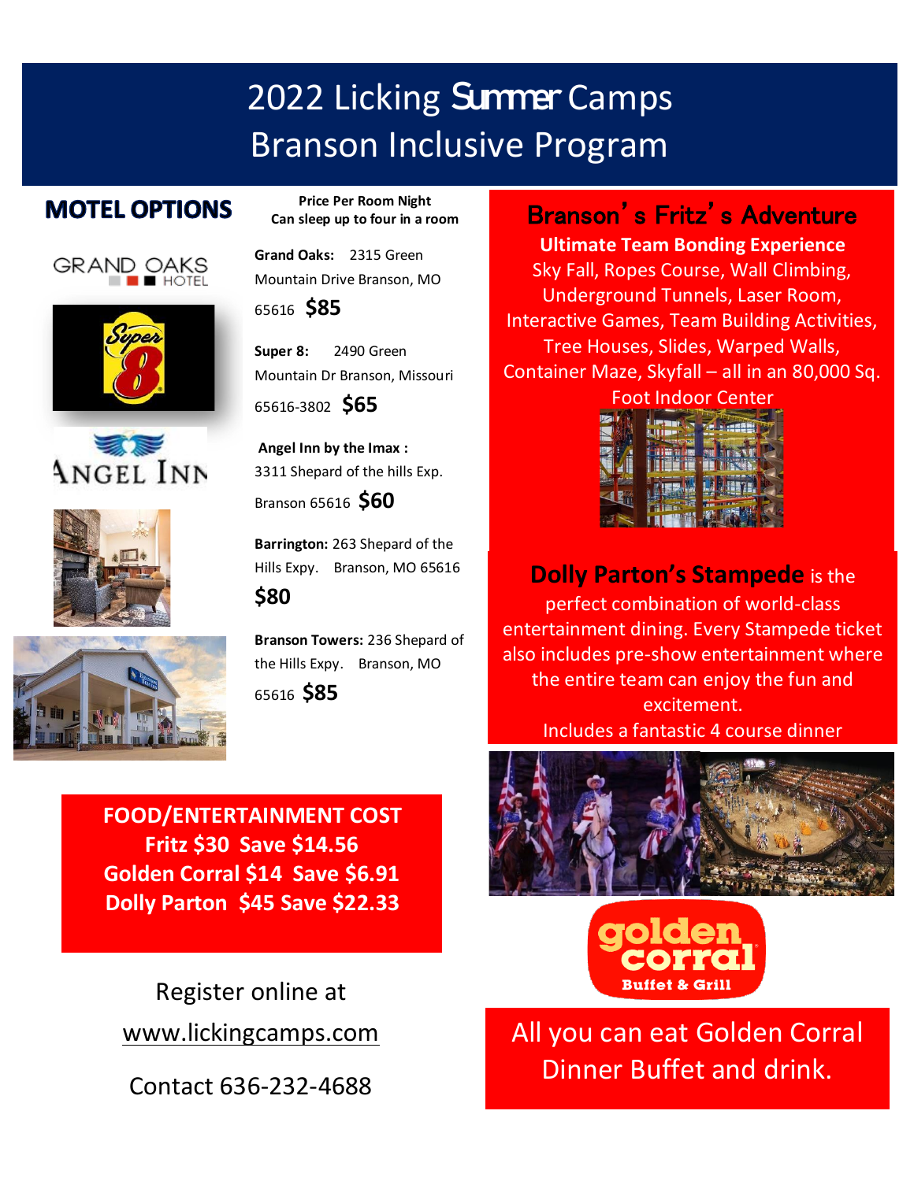# 2022 Licking Summer Camps
# Branson Inclusive Program

## MOTEL OPTIONS

**Price Per Room Night**
**Can sleep up to four in a room**

GRAND OAKS HOTEL

**Grand Oaks:** 2315 Green Mountain Drive Branson, MO 65616 **$85**

**Super 8:** 2490 Green Mountain Dr Branson, Missouri 65616-3802 **$65**

**Angel Inn by the Imax :** 3311 Shepard of the hills Exp. Branson 65616 **$60**

**Barrington:** 263 Shepard of the Hills Expy. Branson, MO 65616 **$80**

**Branson Towers:** 236 Shepard of the Hills Expy. Branson, MO 65616 **$85**

## Branson's Fritz's Adventure

**Ultimate Team Bonding Experience**

Sky Fall, Ropes Course, Wall Climbing, Underground Tunnels, Laser Room, Interactive Games, Team Building Activities, Tree Houses, Slides, Warped Walls, Container Maze, Skyfall – all in an 80,000 Sq. Foot Indoor Center

**Dolly Parton's Stampede** is the perfect combination of world-class entertainment dining. Every Stampede ticket also includes pre-show entertainment where the entire team can enjoy the fun and excitement.

Includes a fantastic 4 course dinner

**FOOD/ENTERTAINMENT COST**
**Fritz $30 Save $14.56**
**Golden Corral $14 Save $6.91**
**Dolly Parton $45 Save $22.33**

golden corral Buffet & Grill

All you can eat Golden Corral Dinner Buffet and drink.

Register online at www.lickingcamps.com

Contact 636-232-4688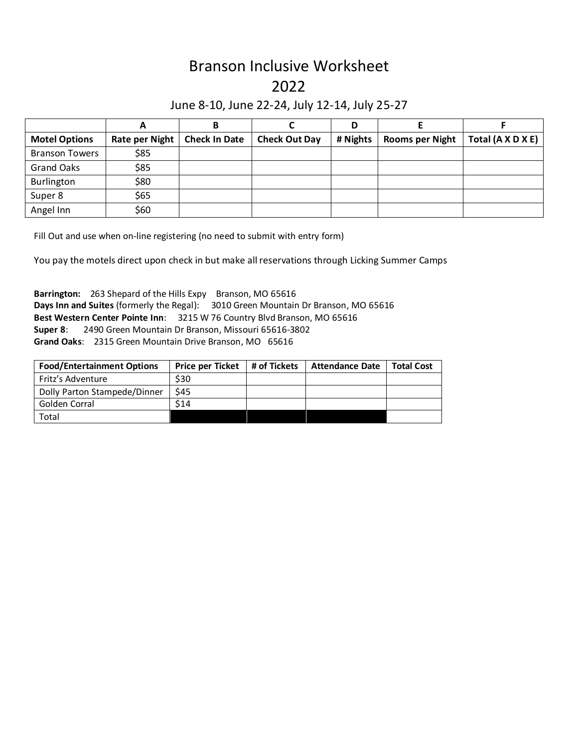# Branson Inclusive Worksheet
# 2022

June 8-10, June 22-24, July 12-14, July 25-27

| | A | B | C | D | E | F |
|---|---|---|---|---|---|---|
| **Motel Options** | **Rate per Night** | **Check In Date** | **Check Out Day** | **# Nights** | **Rooms per Night** | **Total (A X D X E)** |
| Branson Towers | $85 | | | | | |
| Grand Oaks | $85 | | | | | |
| Burlington | $80 | | | | | |
| Super 8 | $65 | | | | | |
| Angel Inn | $60 | | | | | |

Fill Out and use when on-line registering (no need to submit with entry form)

You pay the motels direct upon check in but make all reservations through Licking Summer Camps

**Barrington:** 263 Shepard of the Hills Expy Branson, MO 65616
**Days Inn and Suites** (formerly the Regal): 3010 Green Mountain Dr Branson, MO 65616
**Best Western Center Pointe Inn**: 3215 W 76 Country Blvd Branson, MO 65616
**Super 8**: 2490 Green Mountain Dr Branson, Missouri 65616-3802
**Grand Oaks**: 2315 Green Mountain Drive Branson, MO 65616

| Food/Entertainment Options | Price per Ticket | # of Tickets | Attendance Date | Total Cost |
|---|---|---|---|---|
| Fritz's Adventure | $30 | | | |
| Dolly Parton Stampede/Dinner | $45 | | | |
| Golden Corral | $14 | | | |
| Total | | | | |